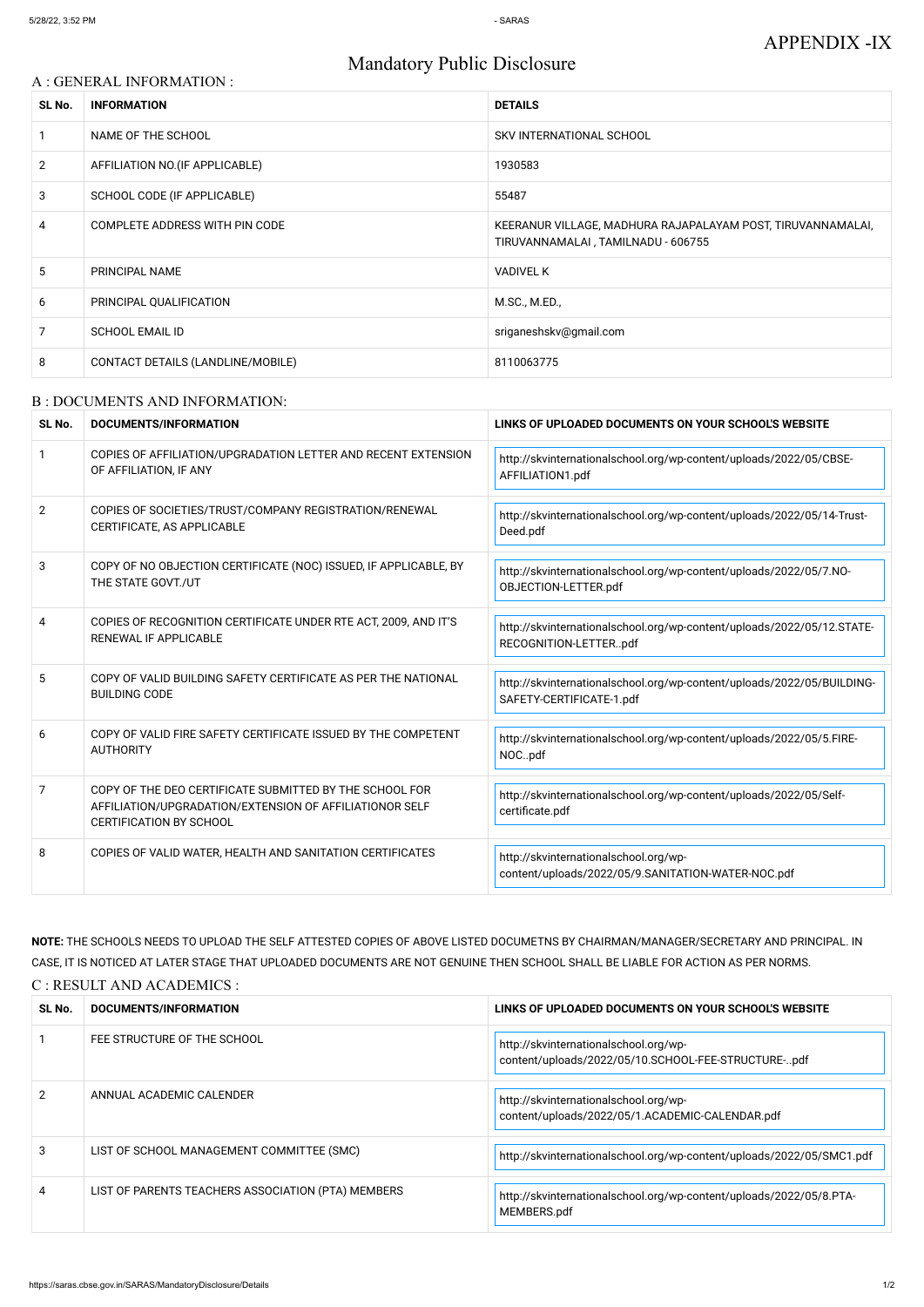APPENDIX -IX

# Mandatory Public Disclosure

## A : GENERAL INFORMATION :

| SL No. | INFORMATION | DETAILS |
|---|---|---|
| 1 | NAME OF THE SCHOOL | SKV INTERNATIONAL SCHOOL |
| 2 | AFFILIATION NO.(IF APPLICABLE) | 1930583 |
| 3 | SCHOOL CODE (IF APPLICABLE) | 55487 |
| 4 | COMPLETE ADDRESS WITH PIN CODE | KEERANUR VILLAGE, MADHURA RAJAPALAYAM POST, TIRUVANNAMALAI, TIRUVANNAMALAI , TAMILNADU - 606755 |
| 5 | PRINCIPAL NAME | VADIVEL K |
| 6 | PRINCIPAL QUALIFICATION | M.SC., M.ED., |
| 7 | SCHOOL EMAIL ID | sriganeshskv@gmail.com |
| 8 | CONTACT DETAILS (LANDLINE/MOBILE) | 8110063775 |

## B : DOCUMENTS AND INFORMATION:

| SL No. | DOCUMENTS/INFORMATION | LINKS OF UPLOADED DOCUMENTS ON YOUR SCHOOL'S WEBSITE |
|---|---|---|
| 1 | COPIES OF AFFILIATION/UPGRADATION LETTER AND RECENT EXTENSION OF AFFILIATION, IF ANY | http://skvinternationalschool.org/wp-content/uploads/2022/05/CBSE-AFFILIATION1.pdf |
| 2 | COPIES OF SOCIETIES/TRUST/COMPANY REGISTRATION/RENEWAL CERTIFICATE, AS APPLICABLE | http://skvinternationalschool.org/wp-content/uploads/2022/05/14-Trust-Deed.pdf |
| 3 | COPY OF NO OBJECTION CERTIFICATE (NOC) ISSUED, IF APPLICABLE, BY THE STATE GOVT./UT | http://skvinternationalschool.org/wp-content/uploads/2022/05/7.NO-OBJECTION-LETTER.pdf |
| 4 | COPIES OF RECOGNITION CERTIFICATE UNDER RTE ACT, 2009, AND IT'S RENEWAL IF APPLICABLE | http://skvinternationalschool.org/wp-content/uploads/2022/05/12.STATE-RECOGNITION-LETTER..pdf |
| 5 | COPY OF VALID BUILDING SAFETY CERTIFICATE AS PER THE NATIONAL BUILDING CODE | http://skvinternationalschool.org/wp-content/uploads/2022/05/BUILDING-SAFETY-CERTIFICATE-1.pdf |
| 6 | COPY OF VALID FIRE SAFETY CERTIFICATE ISSUED BY THE COMPETENT AUTHORITY | http://skvinternationalschool.org/wp-content/uploads/2022/05/5.FIRE-NOC..pdf |
| 7 | COPY OF THE DEO CERTIFICATE SUBMITTED BY THE SCHOOL FOR AFFILIATION/UPGRADATION/EXTENSION OF AFFILIATIONOR SELF CERTIFICATION BY SCHOOL | http://skvinternationalschool.org/wp-content/uploads/2022/05/Self-certificate.pdf |
| 8 | COPIES OF VALID WATER, HEALTH AND SANITATION CERTIFICATES | http://skvinternationalschool.org/wp-content/uploads/2022/05/9.SANITATION-WATER-NOC.pdf |

**NOTE:** THE SCHOOLS NEEDS TO UPLOAD THE SELF ATTESTED COPIES OF ABOVE LISTED DOCUMETNS BY CHAIRMAN/MANAGER/SECRETARY AND PRINCIPAL. IN CASE, IT IS NOTICED AT LATER STAGE THAT UPLOADED DOCUMENTS ARE NOT GENUINE THEN SCHOOL SHALL BE LIABLE FOR ACTION AS PER NORMS.

## C : RESULT AND ACADEMICS :

| SL No. | DOCUMENTS/INFORMATION | LINKS OF UPLOADED DOCUMENTS ON YOUR SCHOOL'S WEBSITE |
|---|---|---|
| 1 | FEE STRUCTURE OF THE SCHOOL | http://skvinternationalschool.org/wp-content/uploads/2022/05/10.SCHOOL-FEE-STRUCTURE-..pdf |
| 2 | ANNUAL ACADEMIC CALENDER | http://skvinternationalschool.org/wp-content/uploads/2022/05/1.ACADEMIC-CALENDAR.pdf |
| 3 | LIST OF SCHOOL MANAGEMENT COMMITTEE (SMC) | http://skvinternationalschool.org/wp-content/uploads/2022/05/SMC1.pdf |
| 4 | LIST OF PARENTS TEACHERS ASSOCIATION (PTA) MEMBERS | http://skvinternationalschool.org/wp-content/uploads/2022/05/8.PTA-MEMBERS.pdf |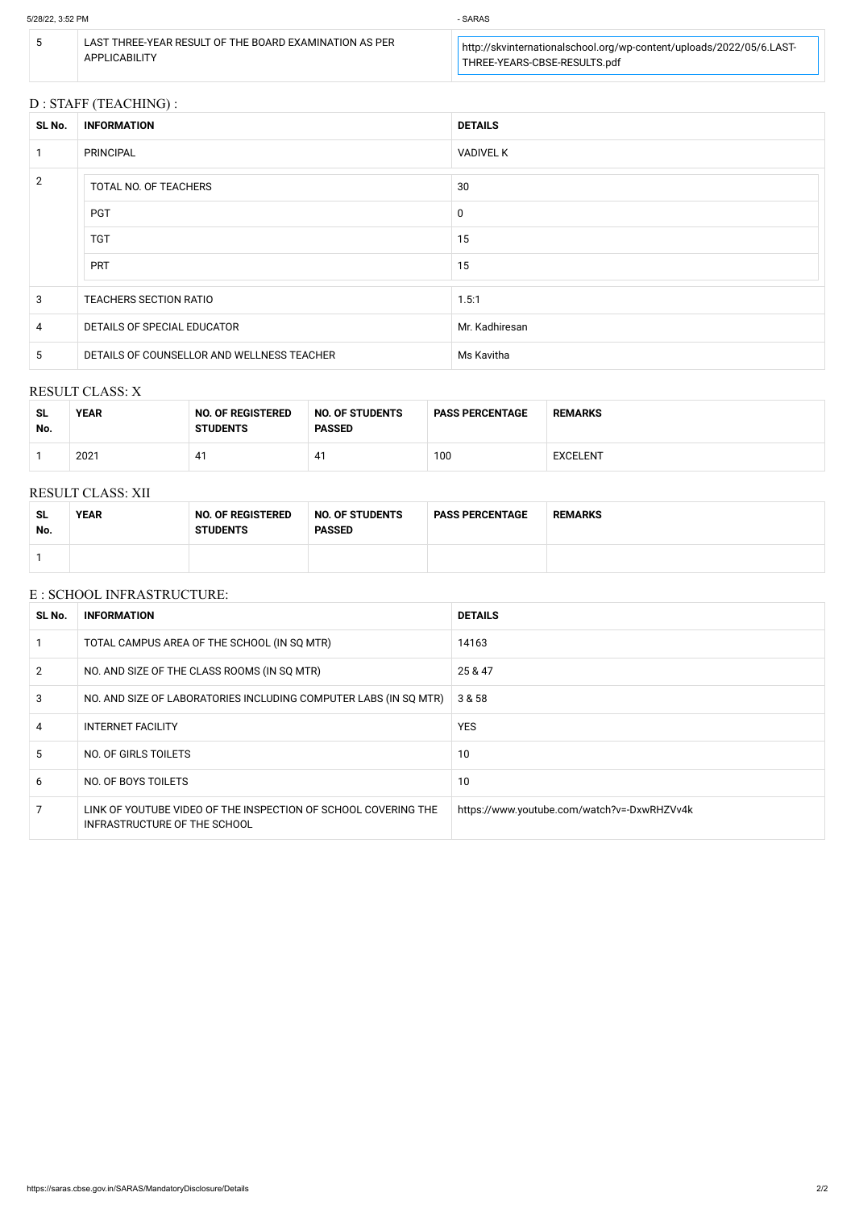| | | |
|---|---|---|
| 5 | LAST THREE-YEAR RESULT OF THE BOARD EXAMINATION AS PER APPLICABILITY | http://skvinternationalschool.org/wp-content/uploads/2022/05/6.LAST-THREE-YEARS-CBSE-RESULTS.pdf |

## D : STAFF (TEACHING) :

| SL No. | INFORMATION | | DETAILS |
|---|---|---|---|
| 1 | PRINCIPAL | | VADIVEL K |
| 2 | TOTAL NO. OF TEACHERS | | 30 |
| | PGT | | 0 |
| | TGT | | 15 |
| | PRT | | 15 |
| 3 | TEACHERS SECTION RATIO | | 1.5:1 |
| 4 | DETAILS OF SPECIAL EDUCATOR | | Mr. Kadhiresan |
| 5 | DETAILS OF COUNSELLOR AND WELLNESS TEACHER | | Ms Kavitha |

## RESULT CLASS: X

| SL No. | YEAR | NO. OF REGISTERED STUDENTS | NO. OF STUDENTS PASSED | PASS PERCENTAGE | REMARKS |
|---|---|---|---|---|---|
| 1 | 2021 | 41 | 41 | 100 | EXCELENT |

## RESULT CLASS: XII

| SL No. | YEAR | NO. OF REGISTERED STUDENTS | NO. OF STUDENTS PASSED | PASS PERCENTAGE | REMARKS |
|---|---|---|---|---|---|
| 1 | | | | | |

## E : SCHOOL INFRASTRUCTURE:

| SL No. | INFORMATION | DETAILS |
|---|---|---|
| 1 | TOTAL CAMPUS AREA OF THE SCHOOL (IN SQ MTR) | 14163 |
| 2 | NO. AND SIZE OF THE CLASS ROOMS (IN SQ MTR) | 25 & 47 |
| 3 | NO. AND SIZE OF LABORATORIES INCLUDING COMPUTER LABS (IN SQ MTR) | 3 & 58 |
| 4 | INTERNET FACILITY | YES |
| 5 | NO. OF GIRLS TOILETS | 10 |
| 6 | NO. OF BOYS TOILETS | 10 |
| 7 | LINK OF YOUTUBE VIDEO OF THE INSPECTION OF SCHOOL COVERING THE INFRASTRUCTURE OF THE SCHOOL | https://www.youtube.com/watch?v=-DxwRHZVv4k |